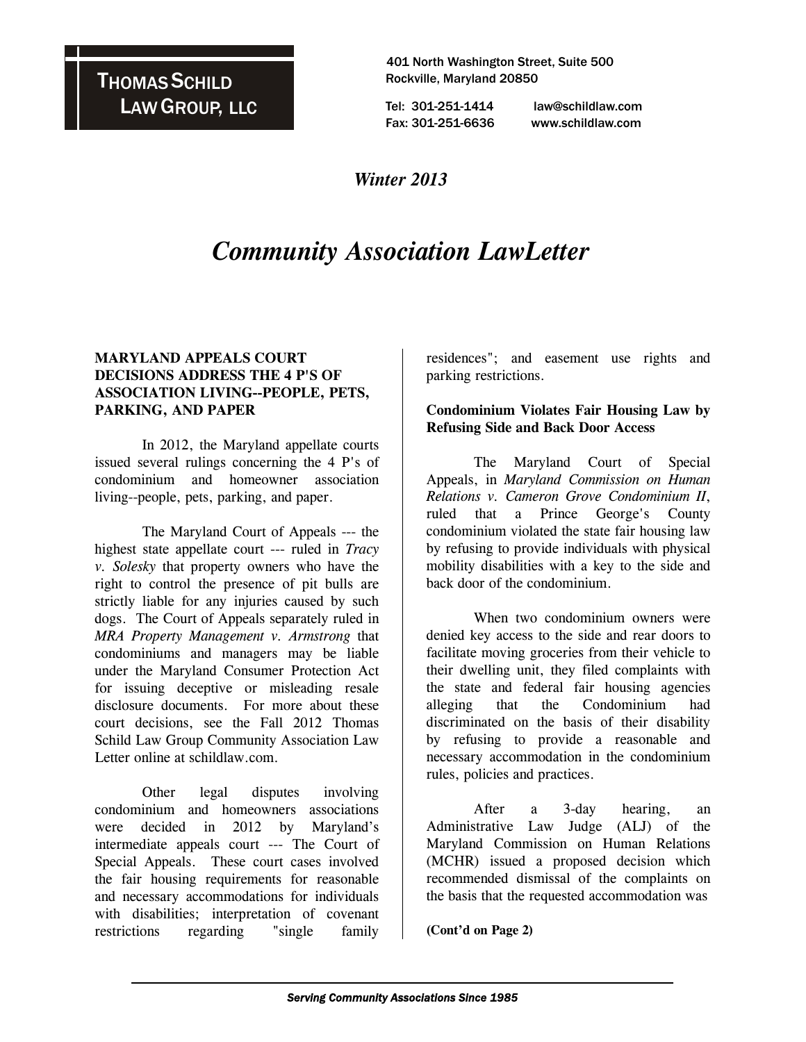**THOMAS SCHILD LAW GROUP, LLC**

401 North Washington Street, Suite 500
Rockville, Maryland 20850

Tel: 301-251-1414 law@schildlaw.com
Fax: 301-251-6636 www.schildlaw.com

*Winter 2013*

# *Community Association LawLetter*

## MARYLAND APPEALS COURT DECISIONS ADDRESS THE 4 P'S OF ASSOCIATION LIVING--PEOPLE, PETS, PARKING, AND PAPER

In 2012, the Maryland appellate courts issued several rulings concerning the 4 P's of condominium and homeowner association living--people, pets, parking, and paper.

The Maryland Court of Appeals --- the highest state appellate court --- ruled in *Tracy v. Solesky* that property owners who have the right to control the presence of pit bulls are strictly liable for any injuries caused by such dogs. The Court of Appeals separately ruled in *MRA Property Management v. Armstrong* that condominiums and managers may be liable under the Maryland Consumer Protection Act for issuing deceptive or misleading resale disclosure documents. For more about these court decisions, see the Fall 2012 Thomas Schild Law Group Community Association Law Letter online at schildlaw.com.

Other legal disputes involving condominium and homeowners associations were decided in 2012 by Maryland's intermediate appeals court --- The Court of Special Appeals. These court cases involved the fair housing requirements for reasonable and necessary accommodations for individuals with disabilities; interpretation of covenant restrictions regarding "single family residences"; and easement use rights and parking restrictions.

### Condominium Violates Fair Housing Law by Refusing Side and Back Door Access

The Maryland Court of Special Appeals, in *Maryland Commission on Human Relations v. Cameron Grove Condominium II*, ruled that a Prince George's County condominium violated the state fair housing law by refusing to provide individuals with physical mobility disabilities with a key to the side and back door of the condominium.

When two condominium owners were denied key access to the side and rear doors to facilitate moving groceries from their vehicle to their dwelling unit, they filed complaints with the state and federal fair housing agencies alleging that the Condominium had discriminated on the basis of their disability by refusing to provide a reasonable and necessary accommodation in the condominium rules, policies and practices.

After a 3-day hearing, an Administrative Law Judge (ALJ) of the Maryland Commission on Human Relations (MCHR) issued a proposed decision which recommended dismissal of the complaints on the basis that the requested accommodation was

**(Cont'd on Page 2)**

*Serving Community Associations Since 1985*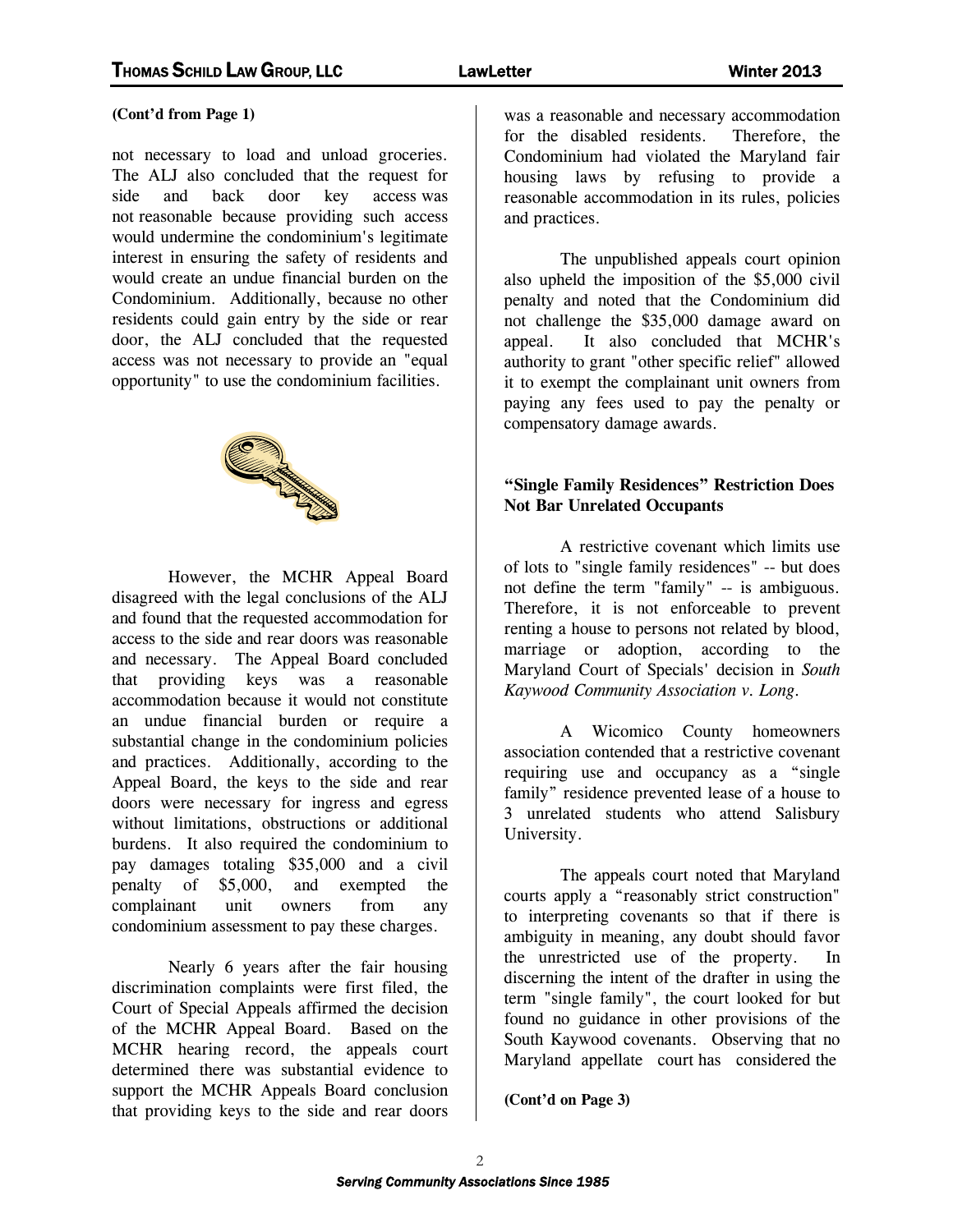**(Cont'd from Page 1)**

not necessary to load and unload groceries. The ALJ also concluded that the request for side and back door key access was not reasonable because providing such access would undermine the condominium's legitimate interest in ensuring the safety of residents and would create an undue financial burden on the Condominium. Additionally, because no other residents could gain entry by the side or rear door, the ALJ concluded that the requested access was not necessary to provide an "equal opportunity" to use the condominium facilities.

However, the MCHR Appeal Board disagreed with the legal conclusions of the ALJ and found that the requested accommodation for access to the side and rear doors was reasonable and necessary. The Appeal Board concluded that providing keys was a reasonable accommodation because it would not constitute an undue financial burden or require a substantial change in the condominium policies and practices. Additionally, according to the Appeal Board, the keys to the side and rear doors were necessary for ingress and egress without limitations, obstructions or additional burdens. It also required the condominium to pay damages totaling $35,000 and a civil penalty of $5,000, and exempted the complainant unit owners from any condominium assessment to pay these charges.

Nearly 6 years after the fair housing discrimination complaints were first filed, the Court of Special Appeals affirmed the decision of the MCHR Appeal Board. Based on the MCHR hearing record, the appeals court determined there was substantial evidence to support the MCHR Appeals Board conclusion that providing keys to the side and rear doors was a reasonable and necessary accommodation for the disabled residents. Therefore, the Condominium had violated the Maryland fair housing laws by refusing to provide a reasonable accommodation in its rules, policies and practices.

The unpublished appeals court opinion also upheld the imposition of the $5,000 civil penalty and noted that the Condominium did not challenge the $35,000 damage award on appeal. It also concluded that MCHR's authority to grant "other specific relief" allowed it to exempt the complainant unit owners from paying any fees used to pay the penalty or compensatory damage awards.

**"Single Family Residences" Restriction Does Not Bar Unrelated Occupants**

A restrictive covenant which limits use of lots to "single family residences" -- but does not define the term "family" -- is ambiguous. Therefore, it is not enforceable to prevent renting a house to persons not related by blood, marriage or adoption, according to the Maryland Court of Specials' decision in *South Kaywood Community Association v. Long*.

A Wicomico County homeowners association contended that a restrictive covenant requiring use and occupancy as a "single family" residence prevented lease of a house to 3 unrelated students who attend Salisbury University.

The appeals court noted that Maryland courts apply a "reasonably strict construction" to interpreting covenants so that if there is ambiguity in meaning, any doubt should favor the unrestricted use of the property. In discerning the intent of the drafter in using the term "single family", the court looked for but found no guidance in other provisions of the South Kaywood covenants. Observing that no Maryland appellate court has considered the

**(Cont'd on Page 3)**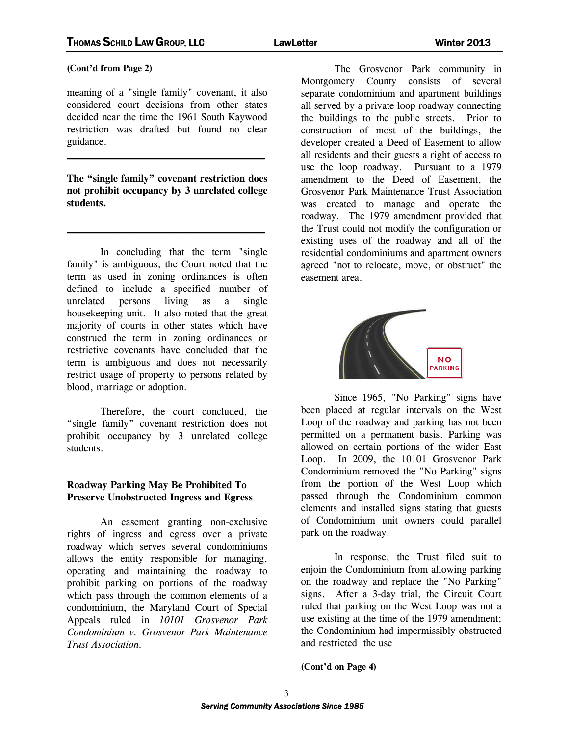(Cont'd from Page 2)

meaning of a "single family" covenant, it also considered court decisions from other states decided near the time the 1961 South Kaywood restriction was drafted but found no clear guidance.

**The "single family" covenant restriction does not prohibit occupancy by 3 unrelated college students.**

In concluding that the term "single family" is ambiguous, the Court noted that the term as used in zoning ordinances is often defined to include a specified number of unrelated persons living as a single housekeeping unit. It also noted that the great majority of courts in other states which have construed the term in zoning ordinances or restrictive covenants have concluded that the term is ambiguous and does not necessarily restrict usage of property to persons related by blood, marriage or adoption.

Therefore, the court concluded, the "single family" covenant restriction does not prohibit occupancy by 3 unrelated college students.

## Roadway Parking May Be Prohibited To Preserve Unobstructed Ingress and Egress

An easement granting non-exclusive rights of ingress and egress over a private roadway which serves several condominiums allows the entity responsible for managing, operating and maintaining the roadway to prohibit parking on portions of the roadway which pass through the common elements of a condominium, the Maryland Court of Special Appeals ruled in *10101 Grosvenor Park Condominium v. Grosvenor Park Maintenance Trust Association.*

The Grosvenor Park community in Montgomery County consists of several separate condominium and apartment buildings all served by a private loop roadway connecting the buildings to the public streets. Prior to construction of most of the buildings, the developer created a Deed of Easement to allow all residents and their guests a right of access to use the loop roadway. Pursuant to a 1979 amendment to the Deed of Easement, the Grosvenor Park Maintenance Trust Association was created to manage and operate the roadway. The 1979 amendment provided that the Trust could not modify the configuration or existing uses of the roadway and all of the residential condominiums and apartment owners agreed "not to relocate, move, or obstruct" the easement area.

Since 1965, "No Parking" signs have been placed at regular intervals on the West Loop of the roadway and parking has not been permitted on a permanent basis. Parking was allowed on certain portions of the wider East Loop. In 2009, the 10101 Grosvenor Park Condominium removed the "No Parking" signs from the portion of the West Loop which passed through the Condominium common elements and installed signs stating that guests of Condominium unit owners could parallel park on the roadway.

In response, the Trust filed suit to enjoin the Condominium from allowing parking on the roadway and replace the "No Parking" signs. After a 3-day trial, the Circuit Court ruled that parking on the West Loop was not a use existing at the time of the 1979 amendment; the Condominium had impermissibly obstructed and restricted the use

(Cont'd on Page 4)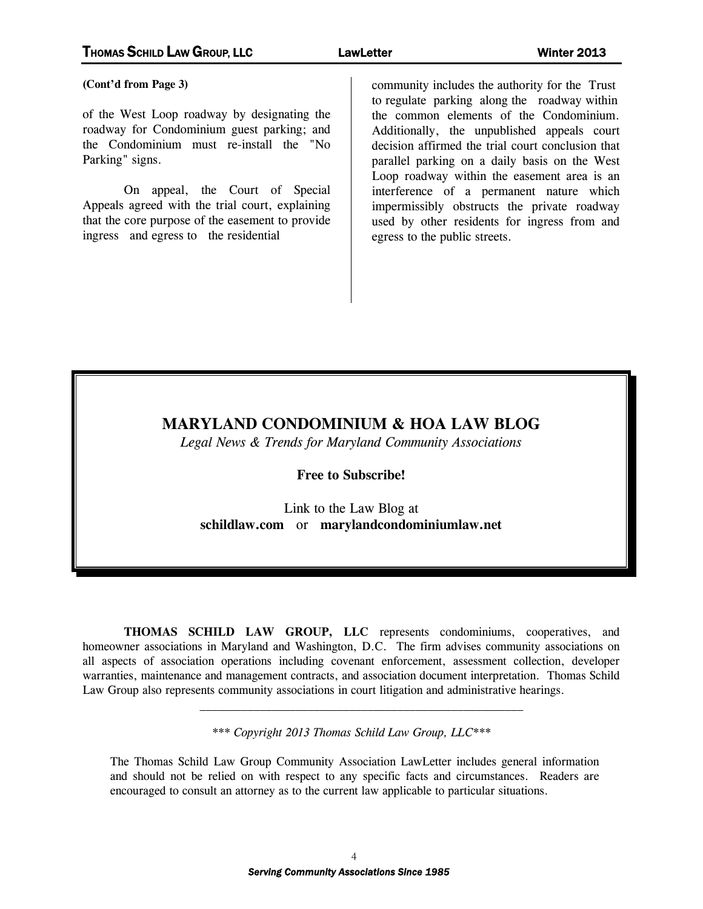**(Cont'd from Page 3)**

of the West Loop roadway by designating the roadway for Condominium guest parking; and the Condominium must re-install the "No Parking" signs.

On appeal, the Court of Special Appeals agreed with the trial court, explaining that the core purpose of the easement to provide ingress and egress to the residential community includes the authority for the Trust to regulate parking along the roadway within the common elements of the Condominium. Additionally, the unpublished appeals court decision affirmed the trial court conclusion that parallel parking on a daily basis on the West Loop roadway within the easement area is an interference of a permanent nature which impermissibly obstructs the private roadway used by other residents for ingress from and egress to the public streets.

## MARYLAND CONDOMINIUM & HOA LAW BLOG

*Legal News & Trends for Maryland Community Associations*

**Free to Subscribe!**

Link to the Law Blog at
**schildlaw.com** or **marylandcondominiumlaw.net**

**THOMAS SCHILD LAW GROUP, LLC** represents condominiums, cooperatives, and homeowner associations in Maryland and Washington, D.C. The firm advises community associations on all aspects of association operations including covenant enforcement, assessment collection, developer warranties, maintenance and management contracts, and association document interpretation. Thomas Schild Law Group also represents community associations in court litigation and administrative hearings.

---

**\*\*\* *Copyright 2013 Thomas Schild Law Group, LLC\*\*\****

The Thomas Schild Law Group Community Association LawLetter includes general information and should not be relied on with respect to any specific facts and circumstances. Readers are encouraged to consult an attorney as to the current law applicable to particular situations.